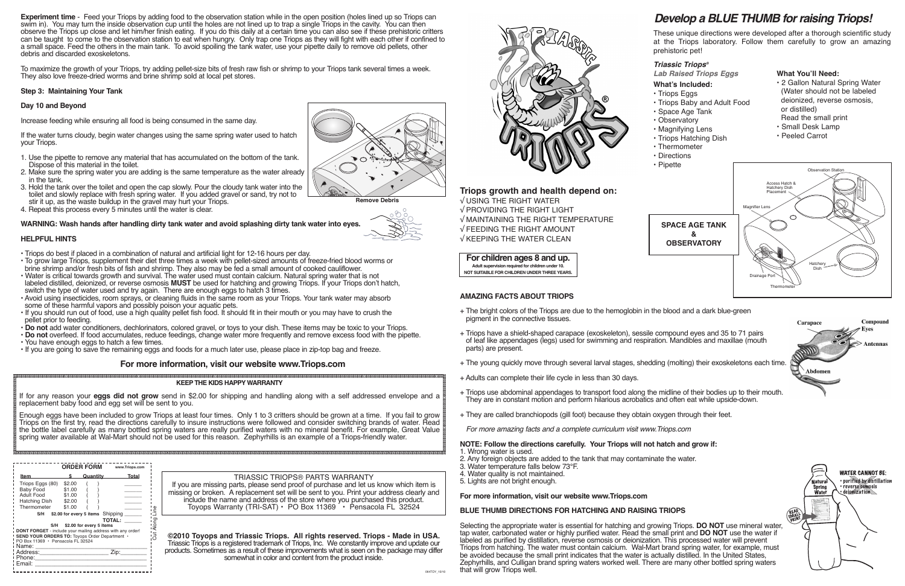**Experiment time** - Feed your Triops by adding food to the observation station while in the open position (holes lined up so Triops can swim in). You may turn the inside observation cup until the holes are not lined up to trap a single Triops in the cavity. You can then observe the Triops up close and let him/her finish eating. If you do this daily at a certain time you can also see if these prehistoric critters can be taught to come to the observation station to eat when hungry. Only trap one Triops as they will fight with each other if confined to a small space. Feed the others in the main tank. To avoid spoiling the tank water, use your pipette daily to remove old pellets, other debris and discarded exoskeletons.

To maximize the growth of your Triops, try adding pellet-size bits of fresh raw fish or shrimp to your Triops tank several times a week. They also love freeze-dried worms and brine shrimp sold at local pet stores.

**Step 3: Maintaining Your Tank**

**Day 10 and Beyond**

Increase feeding while ensuring all food is being consumed in the same day.

If the water turns cloudy, begin water changes using the same spring water used to hatch your Triops.

1. Use the pipette to remove any material that has accumulated on the bottom of the tank. Dispose of this material in the toilet.
2. Make sure the spring water you are adding is the same temperature as the water already in the tank.
3. Hold the tank over the toilet and open the cap slowly. Pour the cloudy tank water into the toilet and slowly replace with fresh spring water. If you added gravel or sand, try not to stir it up, as the waste buildup in the gravel may hurt your Triops.
4. Repeat this process every 5 minutes until the water is clear.

Remove Debris

**WARNING: Wash hands after handling dirty tank water and avoid splashing dirty tank water into eyes.**

**HELPFUL HINTS**

- Triops do best if placed in a combination of natural and artificial light for 12-16 hours per day.
- To grow large Triops, supplement their diet three times a week with pellet-sized amounts of freeze-fried blood worms or brine shrimp and/or fresh bits of fish and shrimp. They also may be fed a small amount of cooked cauliflower.
- Water is critical towards growth and survival. The water used must contain calcium. Natural spring water that is not labeled distilled, deionized, or reverse osmosis **MUST** be used for hatching and growing Triops. If your Triops don't hatch, switch the type of water used and try again. There are enough eggs to hatch 3 times.
- Avoid using insecticides, room sprays, or cleaning fluids in the same room as your Triops. Your tank water may absorb some of these harmful vapors and possibly poison your aquatic pets.
- If you should run out of food, use a high quality pellet fish food. It should fit in their mouth or you may have to crush the pellet prior to feeding.
- **Do not** add water conditioners, dechlorinators, colored gravel, or toys to your dish. These items may be toxic to your Triops.
- **Do not** overfeed. If food accumulates, reduce feedings, change water more frequently and remove excess food with the pipette.
- You have enough eggs to hatch a few times.
- If you are going to save the remaining eggs and foods for a much later use, please place in zip-top bag and freeze.

## For more information, visit our website www.Triops.com

**KEEP THE KIDS HAPPY WARRANTY**

If for any reason your **eggs did not grow** send in $2.00 for shipping and handling along with a self addressed envelope and a replacement baby food and egg set will be sent to you.

Enough eggs have been included to grow Triops at least four times. Only 1 to 3 critters should be grown at a time. If you fail to grow Triops on the first try, read the directions carefully to insure instructions were followed and consider switching brands of water. Read the bottle label carefully as many bottled spring waters are really purified waters with no mineral benefit. For example, Great Value spring water available at Wal-Mart should not be used for this reason. Zephyrhills is an example of a Triops-friendly water.

**ORDER FORM** www.Triops.com

| Item | $ | Quantity | Total |
|---|---|---|---|
| Triops Eggs (80) | $2.00 | ( ) | ______ |
| Baby Food | $1.00 | ( ) | ______ |
| Adult Food | $1.00 | ( ) | ______ |
| Hatching Dish | $2.00 | ( ) | ______ |
| Thermometer | $1.00 | ( ) | ______ |
| S/H $2.00 for every 5 items | | Shipping | ______ |
| | | TOTAL: | ______ |

S/H $2.00 for every 5 items

**DONT FORGET** - include your mailing address with any order!
**SEND YOUR ORDERS TO:** Toyops Order Department • PO Box 11369 • Pensacola FL 32524

Name: ______________________
Address: ____________________ Zip: ________
Phone: ______________________
Email: ______________________

Cut Along Line

TRIASSIC TRIOPS® PARTS WARRANTY

If you are missing parts, please send proof of purchase and let us know which item is missing or broken. A replacement set will be sent to you. Print your address clearly and include the name and address of the store where you purchased this product.
Toyops Warranty (TRI-SAT) • PO Box 11369 • Pensacola FL 32524

**©2010 Toyops and Triassic Triops. All rights reserved. Triops - Made in USA.**
Triassic Triops is a registered trademark of Triops, Inc. We constantly improve and update our products. Sometimes as a result of these improvements what is seen on the package may differ somewhat in color and content from the product inside.

# Develop a BLUE THUMB for raising Triops!

These unique directions were developed after a thorough scientific study at the Triops laboratory. Follow them carefully to grow an amazing prehistoric pet!

***Triassic Triops®***
***Lab Raised Triops Eggs***

**What's Included:**

- Triops Eggs
- Triops Baby and Adult Food
- Space Age Tank
- Observatory
- Magnifying Lens
- Triops Hatching Dish
- Thermometer
- Directions
- Pipette

**What You'll Need:**

- 2 Gallon Natural Spring Water (Water should not be labeled deionized, reverse osmosis, or distilled) Read the small print
- Small Desk Lamp
- Peeled Carrot

**SPACE AGE TANK & OBSERVATORY**

Observation Station, Access Hatch & Hatchery Dish Placement, Magnifier Lens, Hatchery Dish, Drainage Port, Thermometer

## Triops growth and health depend on:

√ USING THE RIGHT WATER
√ PROVIDING THE RIGHT LIGHT
√ MAINTAINING THE RIGHT TEMPERATURE
√ FEEDING THE RIGHT AMOUNT
√ KEEPING THE WATER CLEAN

**For children ages 8 and up.**
**Adult supervision required for children under 10.**
**NOT SUITABLE FOR CHILDREN UNDER THREE YEARS.**

**AMAZING FACTS ABOUT TRIOPS**

+ The bright colors of the Triops are due to the hemoglobin in the blood and a dark blue-green pigment in the connective tissues.
+ Triops have a shield-shaped carapace (exoskeleton), sessile compound eyes and 35 to 71 pairs of leaf like appendages (legs) used for swimming and respiration. Mandibles and maxillae (mouth parts) are present.
+ The young quickly move through several larval stages, shedding (molting) their exoskeletons each time.
+ Adults can complete their life cycle in less than 30 days.
+ Triops use abdominal appendages to transport food along the midline of their bodies up to their mouth. They are in constant motion and perform hilarious acrobatics and often eat while upside-down.
+ They are called branchiopods (gill foot) because they obtain oxygen through their feet.

*For more amazing facts and a complete curriculum visit www.Triops.com*

Carapace, Compound Eyes, Antennas, Abdomen

**NOTE: Follow the directions carefully. Your Triops will not hatch and grow if:**

1. Wrong water is used.
2. Any foreign objects are added to the tank that may contaminate the water.
3. Water temperature falls below 73°F.
4. Water quality is not maintained.
5. Lights are not bright enough.

**For more information, visit our website www.Triops.com**

**BLUE THUMB DIRECTIONS FOR HATCHING AND RAISING TRIOPS**

Selecting the appropriate water is essential for hatching and growing Triops. **DO NOT** use mineral water, tap water, carbonated water or highly purified water. Read the small print and **DO NOT** use the water if labeled as purified by distillation, reverse osmosis or deionization. This processed water will prevent Triops from hatching. The water must contain calcium. Wal-Mart brand spring water, for example, must be avoided because the small print indicates that the water is actually distilled. In the United States, Zephyrhills, and Culligan brand spring waters worked well. There are many other bottled spring waters that will grow Triops well.

WATER CANNOT BE:
- purified by distillation
- reverse osmosis
- deionization

Natural Spring Water — READ SMALL PRINT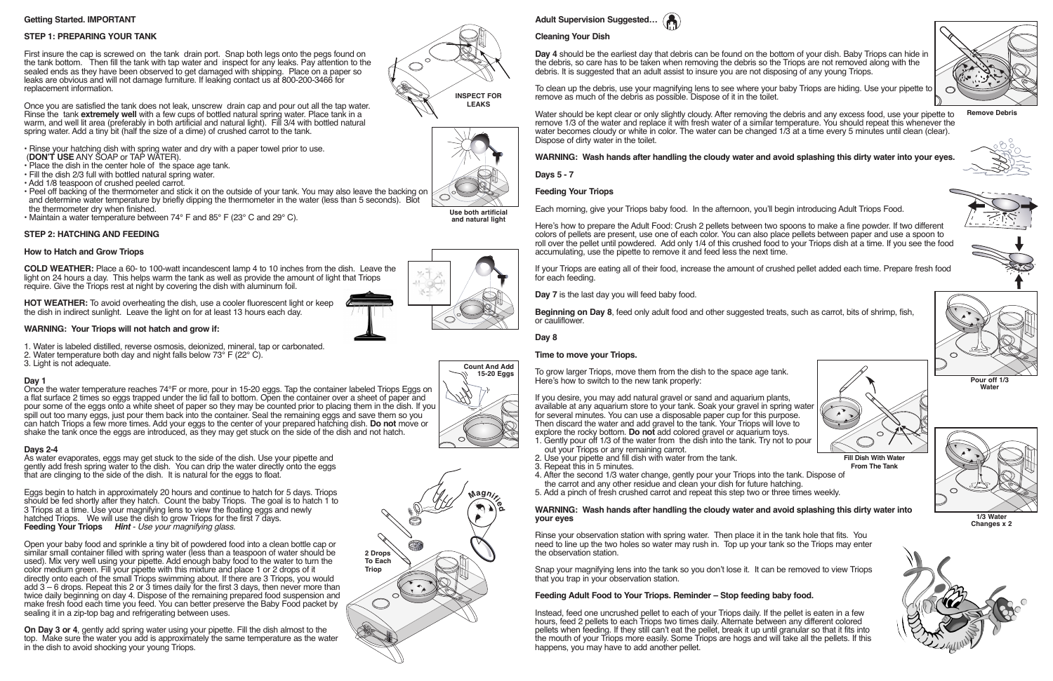**Getting Started. IMPORTANT**

**STEP 1: PREPARING YOUR TANK**

First insure the cap is screwed on the tank drain port. Snap both legs onto the pegs found on the tank bottom. Then fill the tank with tap water and inspect for any leaks. Pay attention to the sealed ends as they have been observed to get damaged with shipping. Place on a paper so leaks are obvious and will not damage furniture. If leaking contact us at 800-200-3466 for replacement information.

INSPECT FOR LEAKS

Once you are satisfied the tank does not leak, unscrew drain cap and pour out all the tap water. Rinse the tank **extremely well** with a few cups of bottled natural spring water. Place tank in a warm, and well lit area (preferably in both artificial and natural light). Fill 3/4 with bottled natural spring water. Add a tiny bit (half the size of a dime) of crushed carrot to the tank.

- Rinse your hatching dish with spring water and dry with a paper towel prior to use. (**DON'T USE** ANY SOAP or TAP WATER).
- Place the dish in the center hole of the space age tank.
- Fill the dish 2/3 full with bottled natural spring water.
- Add 1/8 teaspoon of crushed peeled carrot.
- Peel off backing of the thermometer and stick it on the outside of your tank. You may also leave the backing on and determine water temperature by briefly dipping the thermometer in the water (less than 5 seconds). Blot the thermometer dry when finished.
- Maintain a water temperature between 74° F and 85° F (23° C and 29° C).

Use both artificial and natural light

**STEP 2: HATCHING AND FEEDING**

**How to Hatch and Grow Triops**

**COLD WEATHER:** Place a 60- to 100-watt incandescent lamp 4 to 10 inches from the dish. Leave the light on 24 hours a day. This helps warm the tank as well as provide the amount of light that Triops require. Give the Triops rest at night by covering the dish with aluminum foil.

**HOT WEATHER:** To avoid overheating the dish, use a cooler fluorescent light or keep the dish in indirect sunlight. Leave the light on for at least 13 hours each day.

**WARNING: Your Triops will not hatch and grow if:**

1. Water is labeled distilled, reverse osmosis, deionized, mineral, tap or carbonated.
2. Water temperature both day and night falls below 73° F (22° C).
3. Light is not adequate.

**Day 1**

Once the water temperature reaches 74°F or more, pour in 15-20 eggs. Tap the container labeled Triops Eggs on a flat surface 2 times so eggs trapped under the lid fall to bottom. Open the container over a sheet of paper and pour some of the eggs onto a white sheet of paper so they may be counted prior to placing them in the dish. If you spill out too many eggs, just pour them back into the container. Seal the remaining eggs and save them so you can hatch Triops a few more times. Add your eggs to the center of your prepared hatching dish. **Do not** move or shake the tank once the eggs are introduced, as they may get stuck on the side of the dish and not hatch.

Count And Add 15-20 Eggs

**Days 2-4**

As water evaporates, eggs may get stuck to the side of the dish. Use your pipette and gently add fresh spring water to the dish. You can drip the water directly onto the eggs that are clinging to the side of the dish. It is natural for the eggs to float.

Eggs begin to hatch in approximately 20 hours and continue to hatch for 5 days. Triops should be fed shortly after they hatch. Count the baby Triops. The goal is to hatch 1 to 3 Triops at a time. Use your magnifying lens to view the floating eggs and newly hatched Triops. We will use the dish to grow Triops for the first 7 days.
**Feeding Your Triops** *Hint - Use your magnifying glass.*

Open your baby food and sprinkle a tiny bit of powdered food into a clean bottle cap or similar small container filled with spring water (less than a teaspoon of water should be used). Mix very well using your pipette. Add enough baby food to the water to turn the color medium green. Fill your pipette with this mixture and place 1 or 2 drops of it directly onto each of the small Triops swimming about. If there are 3 Triops, you would add 3 – 6 drops. Repeat this 2 or 3 times daily for the first 3 days, then never more than twice daily beginning on day 4. Dispose of the remaining prepared food suspension and make fresh food each time you feed. You can better preserve the Baby Food packet by sealing it in a zip-top bag and refrigerating between uses.

Magnified

2 Drops To Each Triop

**On Day 3 or 4**, gently add spring water using your pipette. Fill the dish almost to the top. Make sure the water you add is approximately the same temperature as the water in the dish to avoid shocking your young Triops.

**Adult Supervision Suggested…**

**Cleaning Your Dish**

**Day 4** should be the earliest day that debris can be found on the bottom of your dish. Baby Triops can hide in the debris, so care has to be taken when removing the debris so the Triops are not removed along with the debris. It is suggested that an adult assist to insure you are not disposing of any young Triops.

To clean up the debris, use your magnifying lens to see where your baby Triops are hiding. Use your pipette to remove as much of the debris as possible. Dispose of it in the toilet.

Remove Debris

Water should be kept clear or only slightly cloudy. After removing the debris and any excess food, use your pipette to remove 1/3 of the water and replace it with fresh water of a similar temperature. You should repeat this whenever the water becomes cloudy or white in color. The water can be changed 1/3 at a time every 5 minutes until clean (clear). Dispose of dirty water in the toilet.

**WARNING: Wash hands after handling the cloudy water and avoid splashing this dirty water into your eyes.**

**Days 5 - 7**

**Feeding Your Triops**

Each morning, give your Triops baby food. In the afternoon, you'll begin introducing Adult Triops Food.

Here's how to prepare the Adult Food: Crush 2 pellets between two spoons to make a fine powder. If two different colors of pellets are present, use one of each color. You can also place pellets between paper and use a spoon to roll over the pellet until powdered. Add only 1/4 of this crushed food to your Triops dish at a time. If you see the food accumulating, use the pipette to remove it and feed less the next time.

If your Triops are eating all of their food, increase the amount of crushed pellet added each time. Prepare fresh food for each feeding.

**Day 7** is the last day you will feed baby food.

**Beginning on Day 8**, feed only adult food and other suggested treats, such as carrot, bits of shrimp, fish, or cauliflower.

**Day 8**

**Time to move your Triops.**

To grow larger Triops, move them from the dish to the space age tank. Here's how to switch to the new tank properly:

If you desire, you may add natural gravel or sand and aquarium plants, available at any aquarium store to your tank. Soak your gravel in spring water for several minutes. You can use a disposable paper cup for this purpose. Then discard the water and add gravel to the tank. Your Triops will love to explore the rocky bottom. **Do not** add colored gravel or aquarium toys.

1. Gently pour off 1/3 of the water from the dish into the tank. Try not to pour out your Triops or any remaining carrot.
2. Use your pipette and fill dish with water from the tank.
3. Repeat this in 5 minutes.
4. After the second 1/3 water change, gently pour your Triops into the tank. Dispose of the carrot and any other residue and clean your dish for future hatching.
5. Add a pinch of fresh crushed carrot and repeat this step two or three times weekly.

Fill Dish With Water From The Tank

Pour off 1/3 Water

1/3 Water Changes x 2

**WARNING: Wash hands after handling the cloudy water and avoid splashing this dirty water into your eyes**

Rinse your observation station with spring water. Then place it in the tank hole that fits. You need to line up the two holes so water may rush in. Top up your tank so the Triops may enter the observation station.

Snap your magnifying lens into the tank so you don't lose it. It can be removed to view Triops that you trap in your observation station.

**Feeding Adult Food to Your Triops. Reminder – Stop feeding baby food.**

Instead, feed one uncrushed pellet to each of your Triops daily. If the pellet is eaten in a few hours, feed 2 pellets to each Triops two times daily. Alternate between any different colored pellets when feeding. If they still can't eat the pellet, break it up until granular so that it fits into the mouth of your Triops more easily. Some Triops are hogs and will take all the pellets. If this happens, you may have to add another pellet.